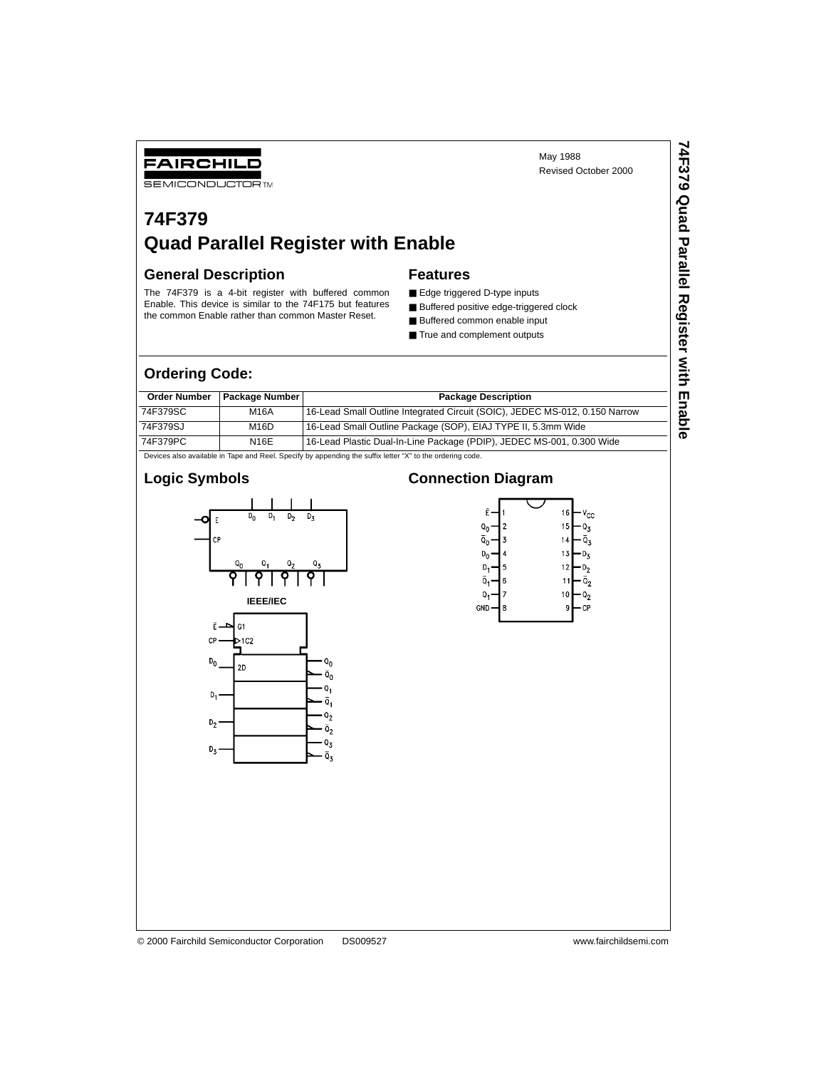FAIRCHILD SEMICONDUCTOR™

May 1988
Revised October 2000

# 74F379 Quad Parallel Register with Enable

## General Description

The 74F379 is a 4-bit register with buffered common Enable. This device is similar to the 74F175 but features the common Enable rather than common Master Reset.

## Features

- Edge triggered D-type inputs
- Buffered positive edge-triggered clock
- Buffered common enable input
- True and complement outputs

## Ordering Code:

| Order Number | Package Number | Package Description |
|---|---|---|
| 74F379SC | M16A | 16-Lead Small Outline Integrated Circuit (SOIC), JEDEC MS-012, 0.150 Narrow |
| 74F379SJ | M16D | 16-Lead Small Outline Package (SOP), EIAJ TYPE II, 5.3mm Wide |
| 74F379PC | N16E | 16-Lead Plastic Dual-In-Line Package (PDIP), JEDEC MS-001, 0.300 Wide |

Devices also available in Tape and Reel. Specify by appending the suffix letter "X" to the ordering code.

## Logic Symbols

IEEE/IEC

## Connection Diagram

© 2000 Fairchild Semiconductor Corporation DS009527 www.fairchildsemi.com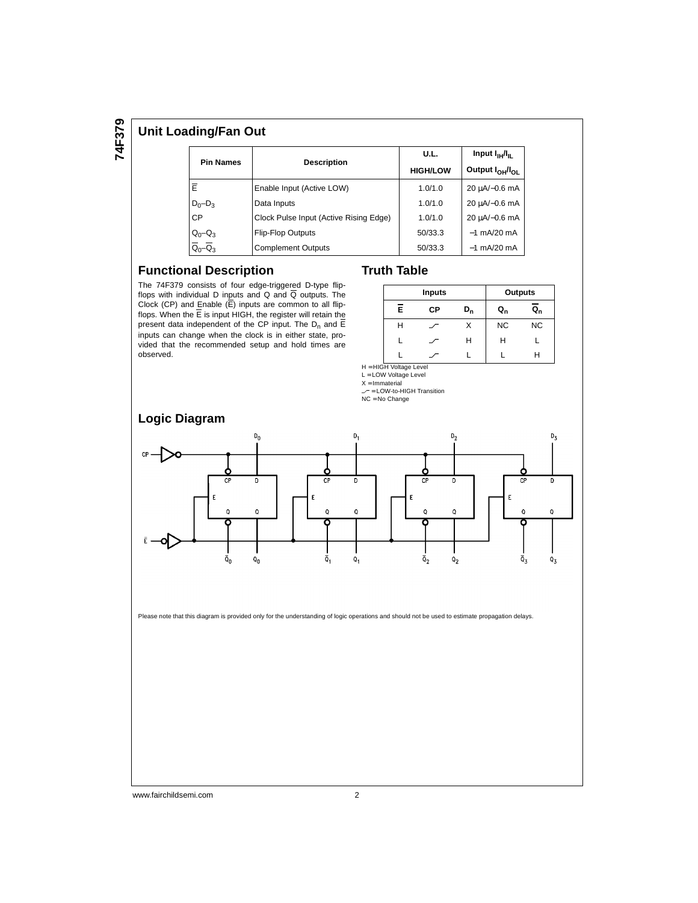## Unit Loading/Fan Out

| Pin Names | Description | U.L. HIGH/LOW | Input $I_{IH}/I_{IL}$ Output $I_{OH}/I_{OL}$ |
|---|---|---|---|
| $\overline{E}$ | Enable Input (Active LOW) | 1.0/1.0 | 20 µA/−0.6 mA |
| $D_0$–$D_3$ | Data Inputs | 1.0/1.0 | 20 µA/−0.6 mA |
| CP | Clock Pulse Input (Active Rising Edge) | 1.0/1.0 | 20 µA/−0.6 mA |
| $Q_0$–$Q_3$ | Flip-Flop Outputs | 50/33.3 | −1 mA/20 mA |
| $\overline{Q}_0$–$\overline{Q}_3$ | Complement Outputs | 50/33.3 | −1 mA/20 mA |

## Functional Description

The 74F379 consists of four edge-triggered D-type flip-flops with individual D inputs and Q and $\overline{Q}$ outputs. The Clock (CP) and Enable ($\overline{E}$) inputs are common to all flip-flops. When the $\overline{E}$ is input HIGH, the register will retain the present data independent of the CP input. The $D_n$ and $\overline{E}$ inputs can change when the clock is in either state, provided that the recommended setup and hold times are observed.

## Truth Table

| Inputs | | | Outputs | |
|---|---|---|---|---|
| $\overline{E}$ | CP | $D_n$ | $Q_n$ | $\overline{Q}_n$ |
| H | ⟋ | X | NC | NC |
| L | ⟋ | H | H | L |
| L | ⟋ | L | L | H |

H = HIGH Voltage Level
L = LOW Voltage Level
X = Immaterial
⟋ = LOW-to-HIGH Transition
NC = No Change

## Logic Diagram

Please note that this diagram is provided only for the understanding of logic operations and should not be used to estimate propagation delays.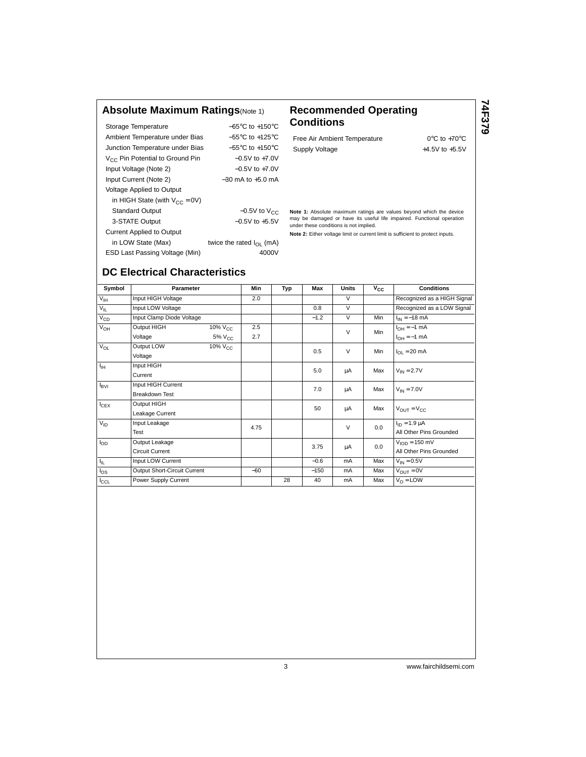## Absolute Maximum Ratings (Note 1)

| | |
|---|---|
| Storage Temperature | −65°C to +150°C |
| Ambient Temperature under Bias | −55°C to +125°C |
| Junction Temperature under Bias | −55°C to +150°C |
| $V_{CC}$ Pin Potential to Ground Pin | −0.5V to +7.0V |
| Input Voltage (Note 2) | −0.5V to +7.0V |
| Input Current (Note 2) | −30 mA to +5.0 mA |
| Voltage Applied to Output | |
| in HIGH State (with $V_{CC}$ = 0V) | |
| Standard Output | −0.5V to $V_{CC}$ |
| 3-STATE Output | −0.5V to +5.5V |
| Current Applied to Output | |
| in LOW State (Max) | twice the rated $I_{OL}$ (mA) |
| ESD Last Passing Voltage (Min) | 4000V |

## Recommended Operating Conditions

| | |
|---|---|
| Free Air Ambient Temperature | 0°C to +70°C |
| Supply Voltage | +4.5V to +5.5V |

**Note 1:** Absolute maximum ratings are values beyond which the device may be damaged or have its useful life impaired. Functional operation under these conditions is not implied.

**Note 2:** Either voltage limit or current limit is sufficient to protect inputs.

## DC Electrical Characteristics

| Symbol | Parameter | | Min | Typ | Max | Units | $V_{CC}$ | Conditions |
|---|---|---|---|---|---|---|---|---|
| $V_{IH}$ | Input HIGH Voltage | | 2.0 | | | V | | Recognized as a HIGH Signal |
| $V_{IL}$ | Input LOW Voltage | | | | 0.8 | V | | Recognized as a LOW Signal |
| $V_{CD}$ | Input Clamp Diode Voltage | | | | −1.2 | V | Min | $I_{IN}$ = −18 mA |
| $V_{OH}$ | Output HIGH Voltage | 10% $V_{CC}$ | 2.5 | | | V | Min | $I_{OH}$ = −1 mA |
| | | 5% $V_{CC}$ | 2.7 | | | | | $I_{OH}$ = −1 mA |
| $V_{OL}$ | Output LOW Voltage | 10% $V_{CC}$ | | | 0.5 | V | Min | $I_{OL}$ = 20 mA |
| $I_{IH}$ | Input HIGH Current | | | | 5.0 | µA | Max | $V_{IN}$ = 2.7V |
| $I_{BVI}$ | Input HIGH Current Breakdown Test | | | | 7.0 | µA | Max | $V_{IN}$ = 7.0V |
| $I_{CEX}$ | Output HIGH Leakage Current | | | | 50 | µA | Max | $V_{OUT}$ = $V_{CC}$ |
| $V_{ID}$ | Input Leakage Test | | 4.75 | | | V | 0.0 | $I_{ID}$ = 1.9 µA All Other Pins Grounded |
| $I_{OD}$ | Output Leakage Circuit Current | | | | 3.75 | µA | 0.0 | $V_{IOD}$ = 150 mV All Other Pins Grounded |
| $I_{IL}$ | Input LOW Current | | | | −0.6 | mA | Max | $V_{IN}$ = 0.5V |
| $I_{OS}$ | Output Short-Circuit Current | | −60 | | −150 | mA | Max | $V_{OUT}$ = 0V |
| $I_{CCL}$ | Power Supply Current | | | 28 | 40 | mA | Max | $V_O$ = LOW |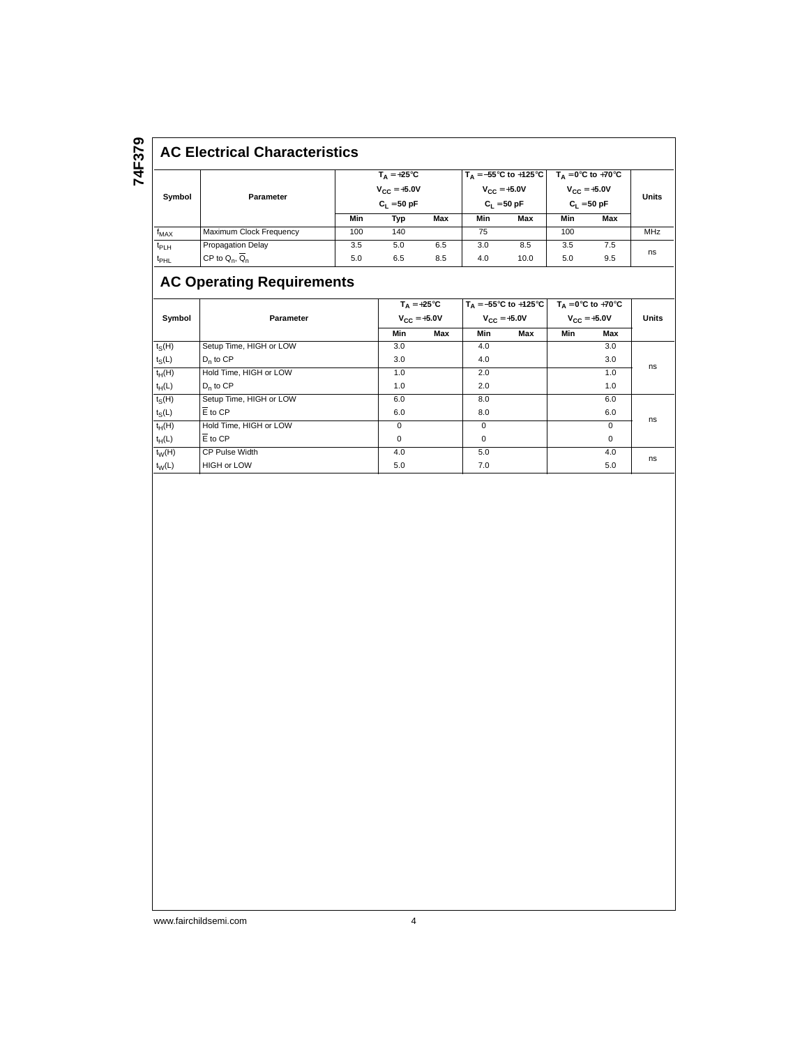## AC Electrical Characteristics

| Symbol | Parameter | $T_A = +25°C$, $V_{CC} = +5.0V$, $C_L = 50$ pF | | | $T_A = -55°C$ to $+125°C$, $V_{CC} = +5.0V$, $C_L = 50$ pF | | $T_A = 0°C$ to $+70°C$, $V_{CC} = +5.0V$, $C_L = 50$ pF | | Units |
|---|---|---|---|---|---|---|---|---|---|
| | | Min | Typ | Max | Min | Max | Min | Max | |
| $f_{MAX}$ | Maximum Clock Frequency | 100 | 140 | | 75 | | 100 | | MHz |
| $t_{PLH}$ | Propagation Delay | 3.5 | 5.0 | 6.5 | 3.0 | 8.5 | 3.5 | 7.5 | ns |
| $t_{PHL}$ | CP to $Q_n$, $\overline{Q}_n$ | 5.0 | 6.5 | 8.5 | 4.0 | 10.0 | 5.0 | 9.5 | |

## AC Operating Requirements

| Symbol | Parameter | $T_A = +25°C$, $V_{CC} = +5.0V$ | | $T_A = -55°C$ to $+125°C$, $V_{CC} = +5.0V$ | | $T_A = 0°C$ to $+70°C$, $V_{CC} = +5.0V$ | | Units |
|---|---|---|---|---|---|---|---|---|
| | | Min | Max | Min | Max | Min | Max | |
| $t_S(H)$ | Setup Time, HIGH or LOW | 3.0 | | 4.0 | | | 3.0 | ns |
| $t_S(L)$ | $D_n$ to CP | 3.0 | | 4.0 | | | 3.0 | |
| $t_H(H)$ | Hold Time, HIGH or LOW | 1.0 | | 2.0 | | | 1.0 | |
| $t_H(L)$ | $D_n$ to CP | 1.0 | | 2.0 | | | 1.0 | |
| $t_S(H)$ | Setup Time, HIGH or LOW | 6.0 | | 8.0 | | | 6.0 | ns |
| $t_S(L)$ | $\overline{E}$ to CP | 6.0 | | 8.0 | | | 6.0 | |
| $t_H(H)$ | Hold Time, HIGH or LOW | 0 | | 0 | | | 0 | |
| $t_H(L)$ | $\overline{E}$ to CP | 0 | | 0 | | | 0 | |
| $t_W(H)$ | CP Pulse Width | 4.0 | | 5.0 | | | 4.0 | ns |
| $t_W(L)$ | HIGH or LOW | 5.0 | | 7.0 | | | 5.0 | |